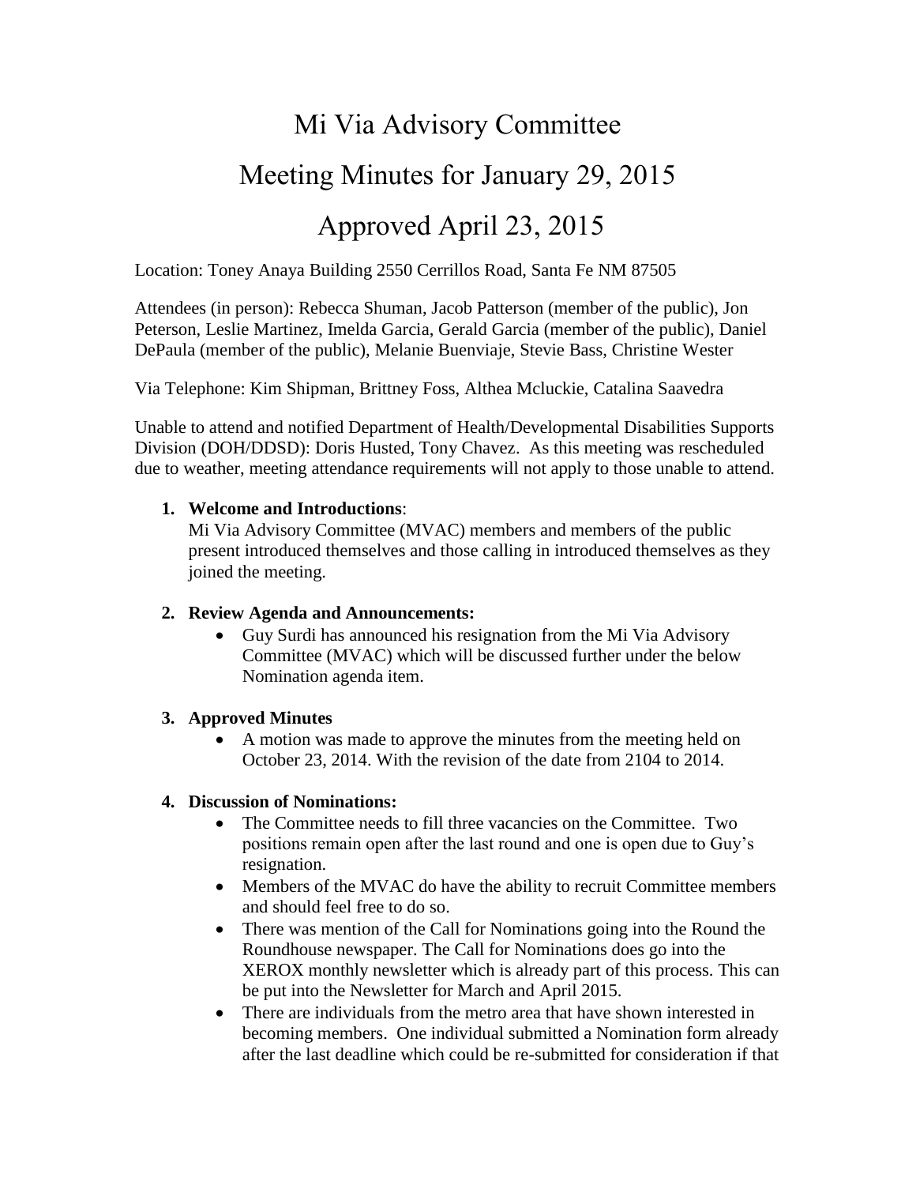# Mi Via Advisory Committee

# Meeting Minutes for January 29, 2015

# Approved April 23, 2015

Location: Toney Anaya Building 2550 Cerrillos Road, Santa Fe NM 87505

Attendees (in person): Rebecca Shuman, Jacob Patterson (member of the public), Jon Peterson, Leslie Martinez, Imelda Garcia, Gerald Garcia (member of the public), Daniel DePaula (member of the public), Melanie Buenviaje, Stevie Bass, Christine Wester

Via Telephone: Kim Shipman, Brittney Foss, Althea Mcluckie, Catalina Saavedra

Unable to attend and notified Department of Health/Developmental Disabilities Supports Division (DOH/DDSD): Doris Husted, Tony Chavez. As this meeting was rescheduled due to weather, meeting attendance requirements will not apply to those unable to attend.

1. **Welcome and Introductions**:
   Mi Via Advisory Committee (MVAC) members and members of the public present introduced themselves and those calling in introduced themselves as they joined the meeting.

2. **Review Agenda and Announcements:**
   - Guy Surdi has announced his resignation from the Mi Via Advisory Committee (MVAC) which will be discussed further under the below Nomination agenda item.

3. **Approved Minutes**
   - A motion was made to approve the minutes from the meeting held on October 23, 2014. With the revision of the date from 2104 to 2014.

4. **Discussion of Nominations:**
   - The Committee needs to fill three vacancies on the Committee. Two positions remain open after the last round and one is open due to Guy's resignation.
   - Members of the MVAC do have the ability to recruit Committee members and should feel free to do so.
   - There was mention of the Call for Nominations going into the Round the Roundhouse newspaper. The Call for Nominations does go into the XEROX monthly newsletter which is already part of this process. This can be put into the Newsletter for March and April 2015.
   - There are individuals from the metro area that have shown interested in becoming members. One individual submitted a Nomination form already after the last deadline which could be re-submitted for consideration if that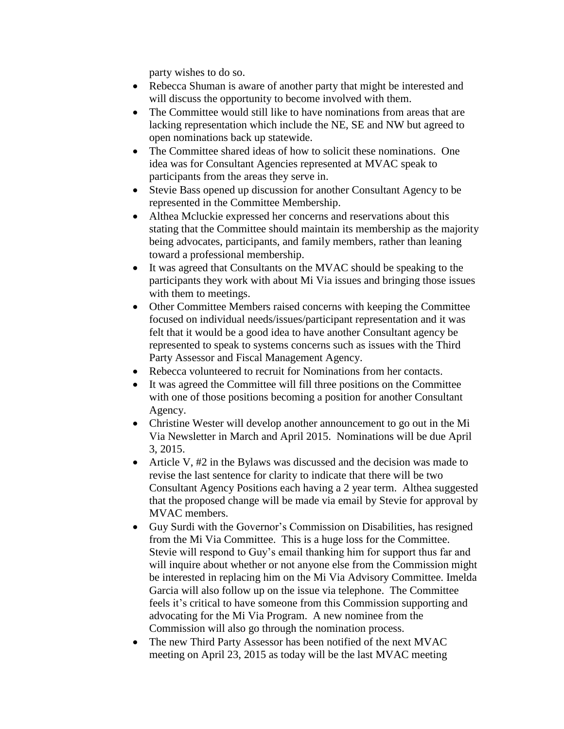party wishes to do so.

- Rebecca Shuman is aware of another party that might be interested and will discuss the opportunity to become involved with them.
- The Committee would still like to have nominations from areas that are lacking representation which include the NE, SE and NW but agreed to open nominations back up statewide.
- The Committee shared ideas of how to solicit these nominations. One idea was for Consultant Agencies represented at MVAC speak to participants from the areas they serve in.
- Stevie Bass opened up discussion for another Consultant Agency to be represented in the Committee Membership.
- Althea Mcluckie expressed her concerns and reservations about this stating that the Committee should maintain its membership as the majority being advocates, participants, and family members, rather than leaning toward a professional membership.
- It was agreed that Consultants on the MVAC should be speaking to the participants they work with about Mi Via issues and bringing those issues with them to meetings.
- Other Committee Members raised concerns with keeping the Committee focused on individual needs/issues/participant representation and it was felt that it would be a good idea to have another Consultant agency be represented to speak to systems concerns such as issues with the Third Party Assessor and Fiscal Management Agency.
- Rebecca volunteered to recruit for Nominations from her contacts.
- It was agreed the Committee will fill three positions on the Committee with one of those positions becoming a position for another Consultant Agency.
- Christine Wester will develop another announcement to go out in the Mi Via Newsletter in March and April 2015. Nominations will be due April 3, 2015.
- Article V, #2 in the Bylaws was discussed and the decision was made to revise the last sentence for clarity to indicate that there will be two Consultant Agency Positions each having a 2 year term. Althea suggested that the proposed change will be made via email by Stevie for approval by MVAC members.
- Guy Surdi with the Governor's Commission on Disabilities, has resigned from the Mi Via Committee. This is a huge loss for the Committee. Stevie will respond to Guy's email thanking him for support thus far and will inquire about whether or not anyone else from the Commission might be interested in replacing him on the Mi Via Advisory Committee. Imelda Garcia will also follow up on the issue via telephone. The Committee feels it's critical to have someone from this Commission supporting and advocating for the Mi Via Program. A new nominee from the Commission will also go through the nomination process.
- The new Third Party Assessor has been notified of the next MVAC meeting on April 23, 2015 as today will be the last MVAC meeting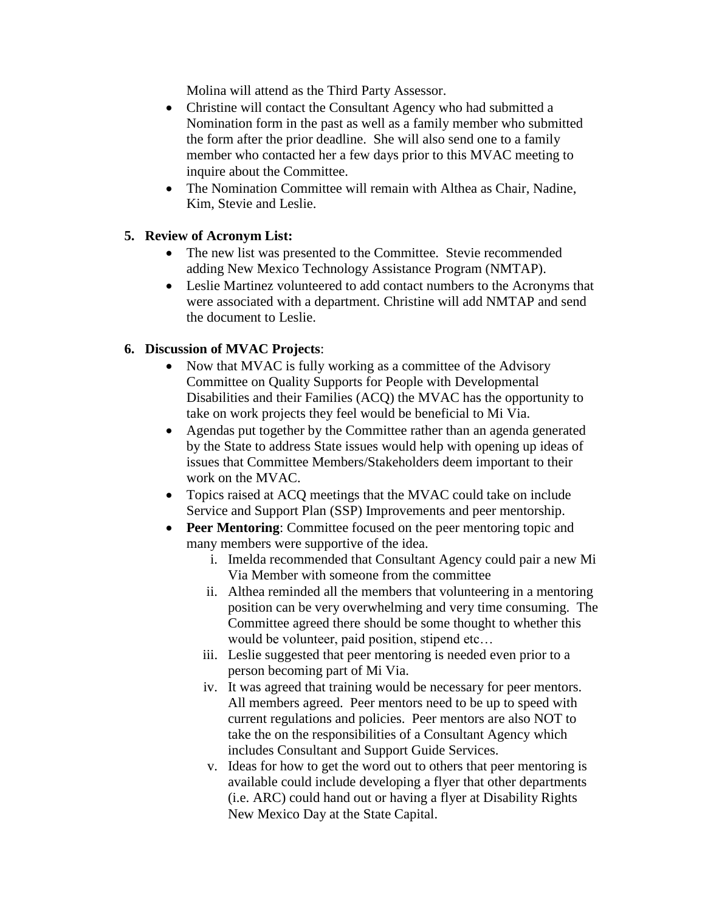Molina will attend as the Third Party Assessor.

- Christine will contact the Consultant Agency who had submitted a Nomination form in the past as well as a family member who submitted the form after the prior deadline. She will also send one to a family member who contacted her a few days prior to this MVAC meeting to inquire about the Committee.
- The Nomination Committee will remain with Althea as Chair, Nadine, Kim, Stevie and Leslie.

**5. Review of Acronym List:**

- The new list was presented to the Committee. Stevie recommended adding New Mexico Technology Assistance Program (NMTAP).
- Leslie Martinez volunteered to add contact numbers to the Acronyms that were associated with a department. Christine will add NMTAP and send the document to Leslie.

**6. Discussion of MVAC Projects**:

- Now that MVAC is fully working as a committee of the Advisory Committee on Quality Supports for People with Developmental Disabilities and their Families (ACQ) the MVAC has the opportunity to take on work projects they feel would be beneficial to Mi Via.
- Agendas put together by the Committee rather than an agenda generated by the State to address State issues would help with opening up ideas of issues that Committee Members/Stakeholders deem important to their work on the MVAC.
- Topics raised at ACQ meetings that the MVAC could take on include Service and Support Plan (SSP) Improvements and peer mentorship.
- **Peer Mentoring**: Committee focused on the peer mentoring topic and many members were supportive of the idea.
    i. Imelda recommended that Consultant Agency could pair a new Mi Via Member with someone from the committee
    ii. Althea reminded all the members that volunteering in a mentoring position can be very overwhelming and very time consuming. The Committee agreed there should be some thought to whether this would be volunteer, paid position, stipend etc…
    iii. Leslie suggested that peer mentoring is needed even prior to a person becoming part of Mi Via.
    iv. It was agreed that training would be necessary for peer mentors. All members agreed. Peer mentors need to be up to speed with current regulations and policies. Peer mentors are also NOT to take the on the responsibilities of a Consultant Agency which includes Consultant and Support Guide Services.
    v. Ideas for how to get the word out to others that peer mentoring is available could include developing a flyer that other departments (i.e. ARC) could hand out or having a flyer at Disability Rights New Mexico Day at the State Capital.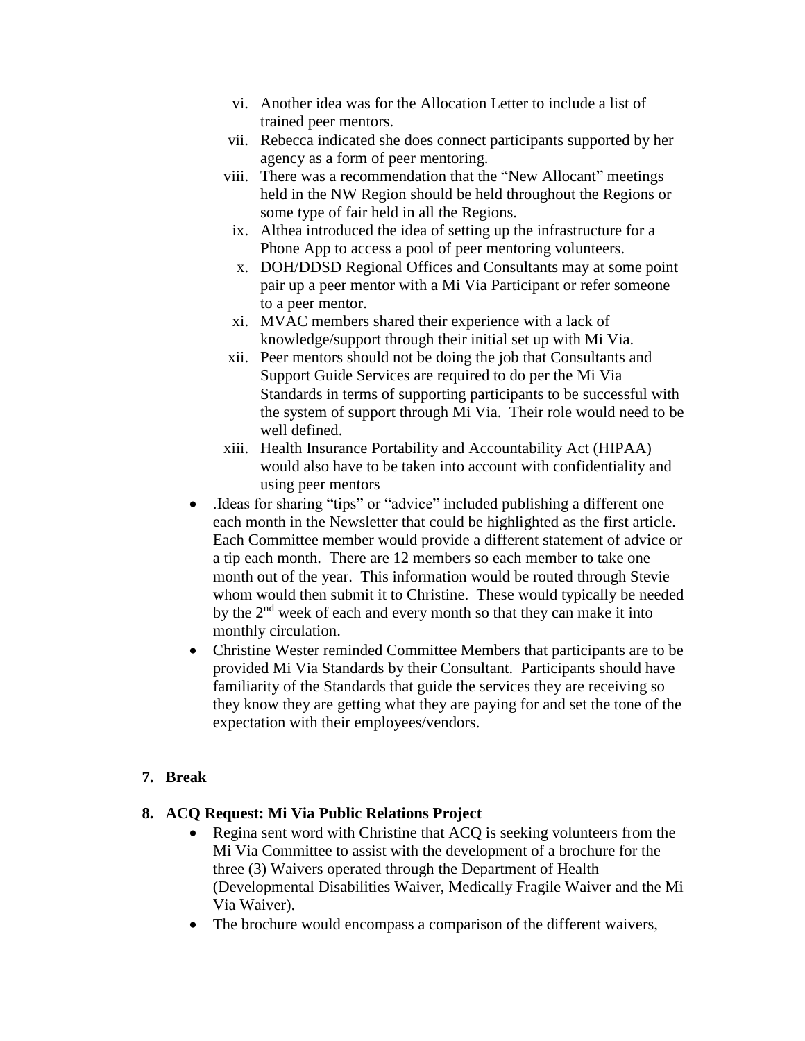vi. Another idea was for the Allocation Letter to include a list of trained peer mentors.

vii. Rebecca indicated she does connect participants supported by her agency as a form of peer mentoring.

viii. There was a recommendation that the "New Allocant" meetings held in the NW Region should be held throughout the Regions or some type of fair held in all the Regions.

ix. Althea introduced the idea of setting up the infrastructure for a Phone App to access a pool of peer mentoring volunteers.

x. DOH/DDSD Regional Offices and Consultants may at some point pair up a peer mentor with a Mi Via Participant or refer someone to a peer mentor.

xi. MVAC members shared their experience with a lack of knowledge/support through their initial set up with Mi Via.

xii. Peer mentors should not be doing the job that Consultants and Support Guide Services are required to do per the Mi Via Standards in terms of supporting participants to be successful with the system of support through Mi Via. Their role would need to be well defined.

xiii. Health Insurance Portability and Accountability Act (HIPAA) would also have to be taken into account with confidentiality and using peer mentors

- .Ideas for sharing "tips" or "advice" included publishing a different one each month in the Newsletter that could be highlighted as the first article. Each Committee member would provide a different statement of advice or a tip each month. There are 12 members so each member to take one month out of the year. This information would be routed through Stevie whom would then submit it to Christine. These would typically be needed by the 2nd week of each and every month so that they can make it into monthly circulation.
- Christine Wester reminded Committee Members that participants are to be provided Mi Via Standards by their Consultant. Participants should have familiarity of the Standards that guide the services they are receiving so they know they are getting what they are paying for and set the tone of the expectation with their employees/vendors.

## 7. Break

## 8. ACQ Request: Mi Via Public Relations Project

- Regina sent word with Christine that ACQ is seeking volunteers from the Mi Via Committee to assist with the development of a brochure for the three (3) Waivers operated through the Department of Health (Developmental Disabilities Waiver, Medically Fragile Waiver and the Mi Via Waiver).
- The brochure would encompass a comparison of the different waivers,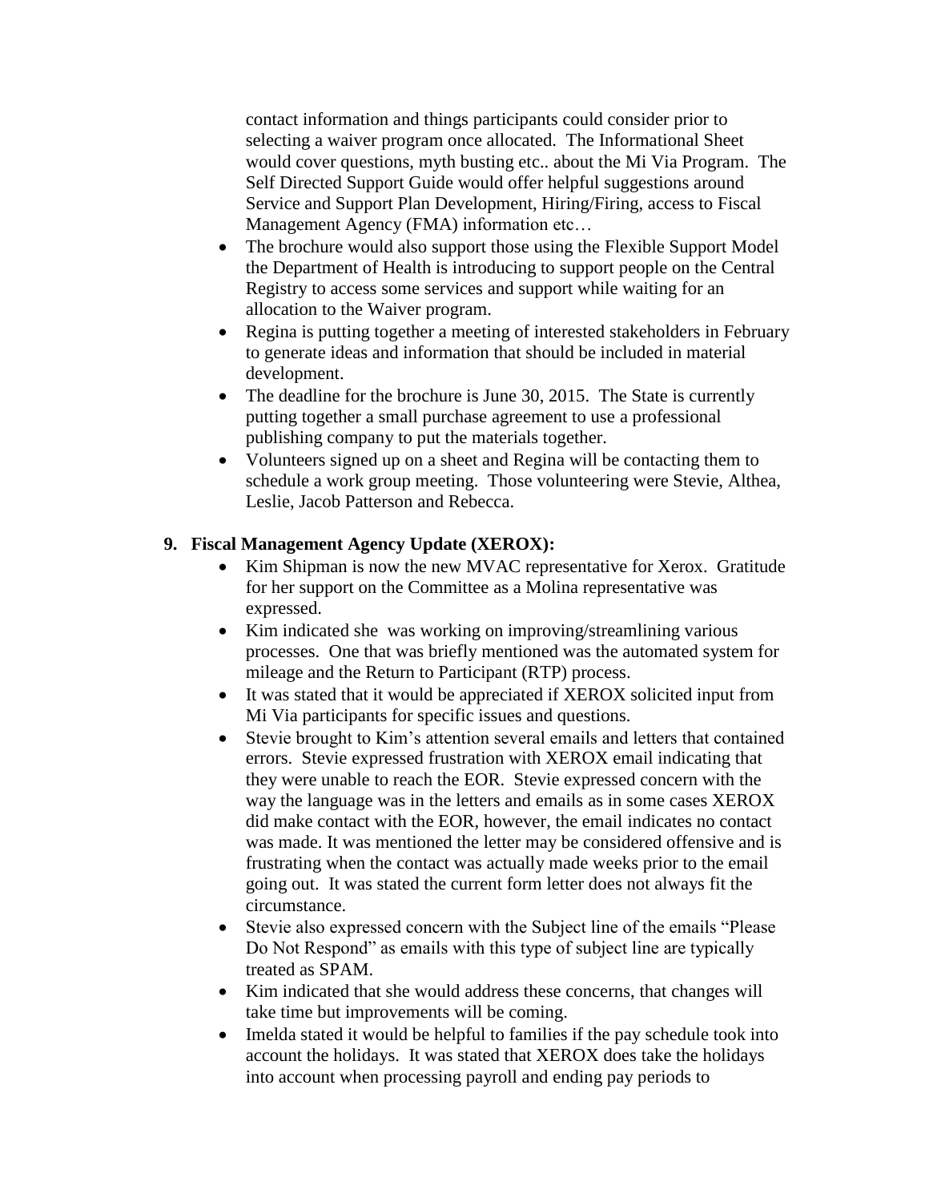contact information and things participants could consider prior to selecting a waiver program once allocated. The Informational Sheet would cover questions, myth busting etc.. about the Mi Via Program. The Self Directed Support Guide would offer helpful suggestions around Service and Support Plan Development, Hiring/Firing, access to Fiscal Management Agency (FMA) information etc…

- The brochure would also support those using the Flexible Support Model the Department of Health is introducing to support people on the Central Registry to access some services and support while waiting for an allocation to the Waiver program.
- Regina is putting together a meeting of interested stakeholders in February to generate ideas and information that should be included in material development.
- The deadline for the brochure is June 30, 2015. The State is currently putting together a small purchase agreement to use a professional publishing company to put the materials together.
- Volunteers signed up on a sheet and Regina will be contacting them to schedule a work group meeting. Those volunteering were Stevie, Althea, Leslie, Jacob Patterson and Rebecca.

**9. Fiscal Management Agency Update (XEROX):**

- Kim Shipman is now the new MVAC representative for Xerox. Gratitude for her support on the Committee as a Molina representative was expressed.
- Kim indicated she was working on improving/streamlining various processes. One that was briefly mentioned was the automated system for mileage and the Return to Participant (RTP) process.
- It was stated that it would be appreciated if XEROX solicited input from Mi Via participants for specific issues and questions.
- Stevie brought to Kim's attention several emails and letters that contained errors. Stevie expressed frustration with XEROX email indicating that they were unable to reach the EOR. Stevie expressed concern with the way the language was in the letters and emails as in some cases XEROX did make contact with the EOR, however, the email indicates no contact was made. It was mentioned the letter may be considered offensive and is frustrating when the contact was actually made weeks prior to the email going out. It was stated the current form letter does not always fit the circumstance.
- Stevie also expressed concern with the Subject line of the emails "Please Do Not Respond" as emails with this type of subject line are typically treated as SPAM.
- Kim indicated that she would address these concerns, that changes will take time but improvements will be coming.
- Imelda stated it would be helpful to families if the pay schedule took into account the holidays. It was stated that XEROX does take the holidays into account when processing payroll and ending pay periods to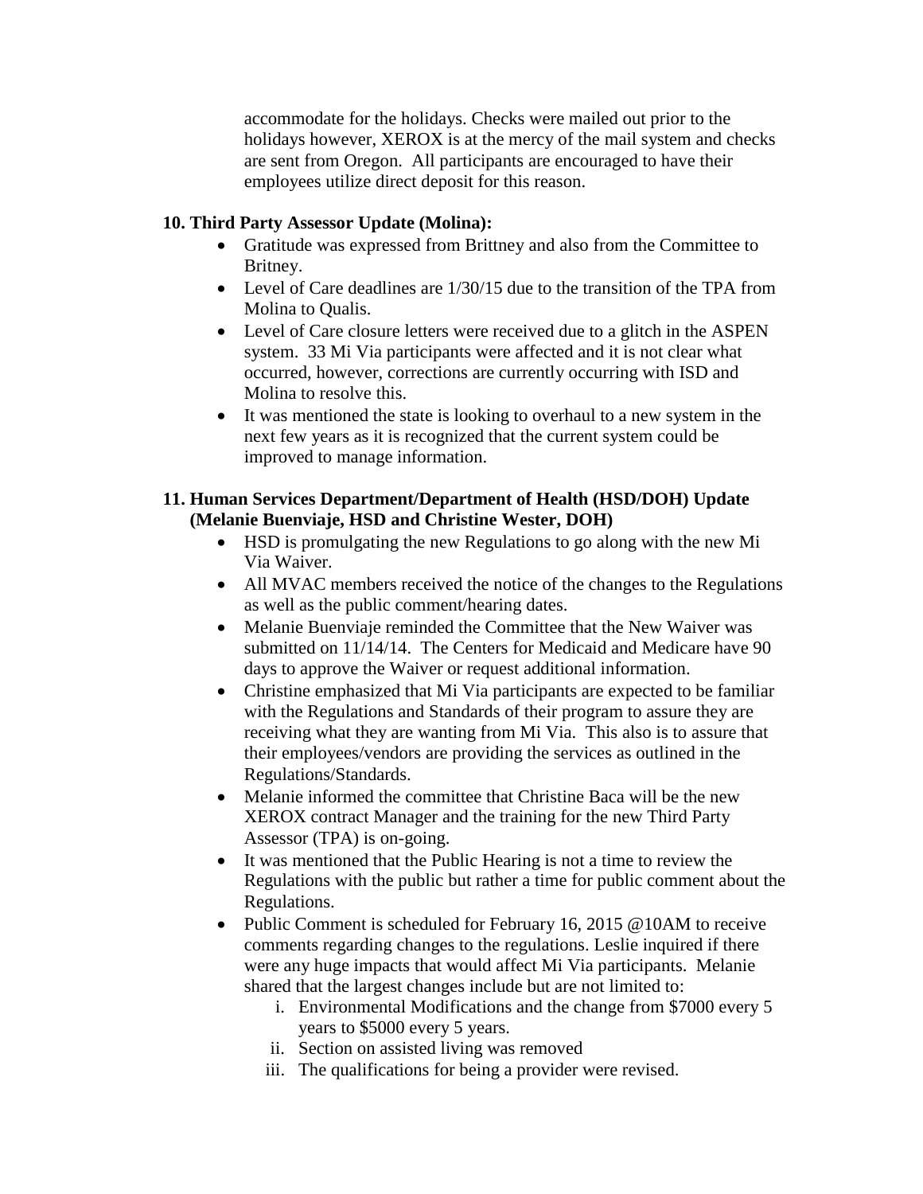accommodate for the holidays. Checks were mailed out prior to the holidays however, XEROX is at the mercy of the mail system and checks are sent from Oregon. All participants are encouraged to have their employees utilize direct deposit for this reason.

**10. Third Party Assessor Update (Molina):**

- Gratitude was expressed from Brittney and also from the Committee to Britney.
- Level of Care deadlines are 1/30/15 due to the transition of the TPA from Molina to Qualis.
- Level of Care closure letters were received due to a glitch in the ASPEN system. 33 Mi Via participants were affected and it is not clear what occurred, however, corrections are currently occurring with ISD and Molina to resolve this.
- It was mentioned the state is looking to overhaul to a new system in the next few years as it is recognized that the current system could be improved to manage information.

**11. Human Services Department/Department of Health (HSD/DOH) Update (Melanie Buenviaje, HSD and Christine Wester, DOH)**

- HSD is promulgating the new Regulations to go along with the new Mi Via Waiver.
- All MVAC members received the notice of the changes to the Regulations as well as the public comment/hearing dates.
- Melanie Buenviaje reminded the Committee that the New Waiver was submitted on 11/14/14. The Centers for Medicaid and Medicare have 90 days to approve the Waiver or request additional information.
- Christine emphasized that Mi Via participants are expected to be familiar with the Regulations and Standards of their program to assure they are receiving what they are wanting from Mi Via. This also is to assure that their employees/vendors are providing the services as outlined in the Regulations/Standards.
- Melanie informed the committee that Christine Baca will be the new XEROX contract Manager and the training for the new Third Party Assessor (TPA) is on-going.
- It was mentioned that the Public Hearing is not a time to review the Regulations with the public but rather a time for public comment about the Regulations.
- Public Comment is scheduled for February 16, 2015 @10AM to receive comments regarding changes to the regulations. Leslie inquired if there were any huge impacts that would affect Mi Via participants. Melanie shared that the largest changes include but are not limited to:
    1. Environmental Modifications and the change from $7000 every 5 years to $5000 every 5 years.
    2. Section on assisted living was removed
    3. The qualifications for being a provider were revised.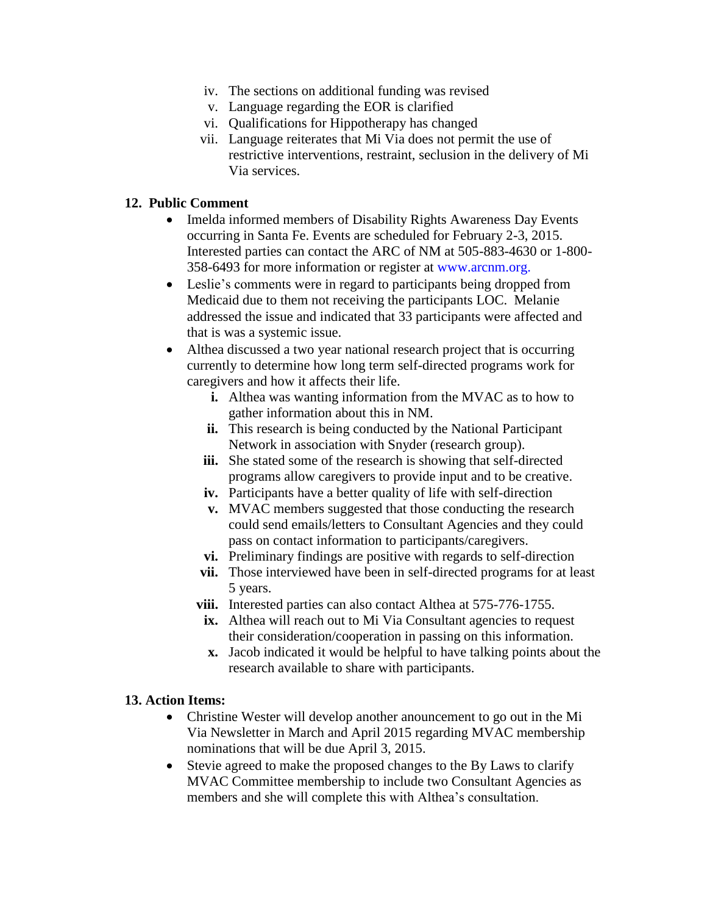iv. The sections on additional funding was revised
v. Language regarding the EOR is clarified
vi. Qualifications for Hippotherapy has changed
vii. Language reiterates that Mi Via does not permit the use of restrictive interventions, restraint, seclusion in the delivery of Mi Via services.

**12. Public Comment**

- Imelda informed members of Disability Rights Awareness Day Events occurring in Santa Fe. Events are scheduled for February 2-3, 2015. Interested parties can contact the ARC of NM at 505-883-4630 or 1-800-358-6493 for more information or register at www.arcnm.org.
- Leslie's comments were in regard to participants being dropped from Medicaid due to them not receiving the participants LOC. Melanie addressed the issue and indicated that 33 participants were affected and that is was a systemic issue.
- Althea discussed a two year national research project that is occurring currently to determine how long term self-directed programs work for caregivers and how it affects their life.
  - **i.** Althea was wanting information from the MVAC as to how to gather information about this in NM.
  - **ii.** This research is being conducted by the National Participant Network in association with Snyder (research group).
  - **iii.** She stated some of the research is showing that self-directed programs allow caregivers to provide input and to be creative.
  - **iv.** Participants have a better quality of life with self-direction
  - **v.** MVAC members suggested that those conducting the research could send emails/letters to Consultant Agencies and they could pass on contact information to participants/caregivers.
  - **vi.** Preliminary findings are positive with regards to self-direction
  - **vii.** Those interviewed have been in self-directed programs for at least 5 years.
  - **viii.** Interested parties can also contact Althea at 575-776-1755.
  - **ix.** Althea will reach out to Mi Via Consultant agencies to request their consideration/cooperation in passing on this information.
  - **x.** Jacob indicated it would be helpful to have talking points about the research available to share with participants.

**13. Action Items:**

- Christine Wester will develop another anouncement to go out in the Mi Via Newsletter in March and April 2015 regarding MVAC membership nominations that will be due April 3, 2015.
- Stevie agreed to make the proposed changes to the By Laws to clarify MVAC Committee membership to include two Consultant Agencies as members and she will complete this with Althea's consultation.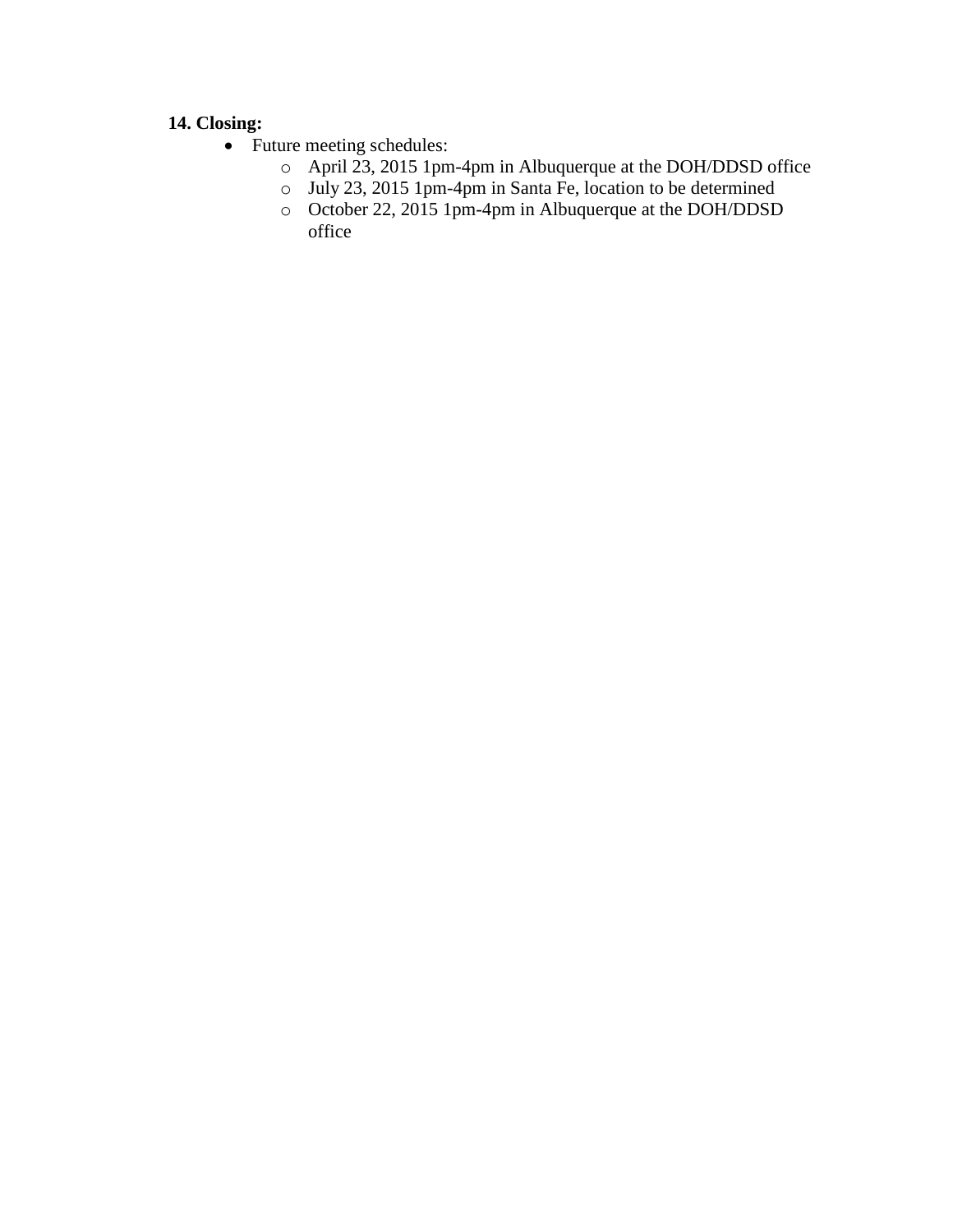**14. Closing:**

- Future meeting schedules:
  - April 23, 2015 1pm-4pm in Albuquerque at the DOH/DDSD office
  - July 23, 2015 1pm-4pm in Santa Fe, location to be determined
  - October 22, 2015 1pm-4pm in Albuquerque at the DOH/DDSD office